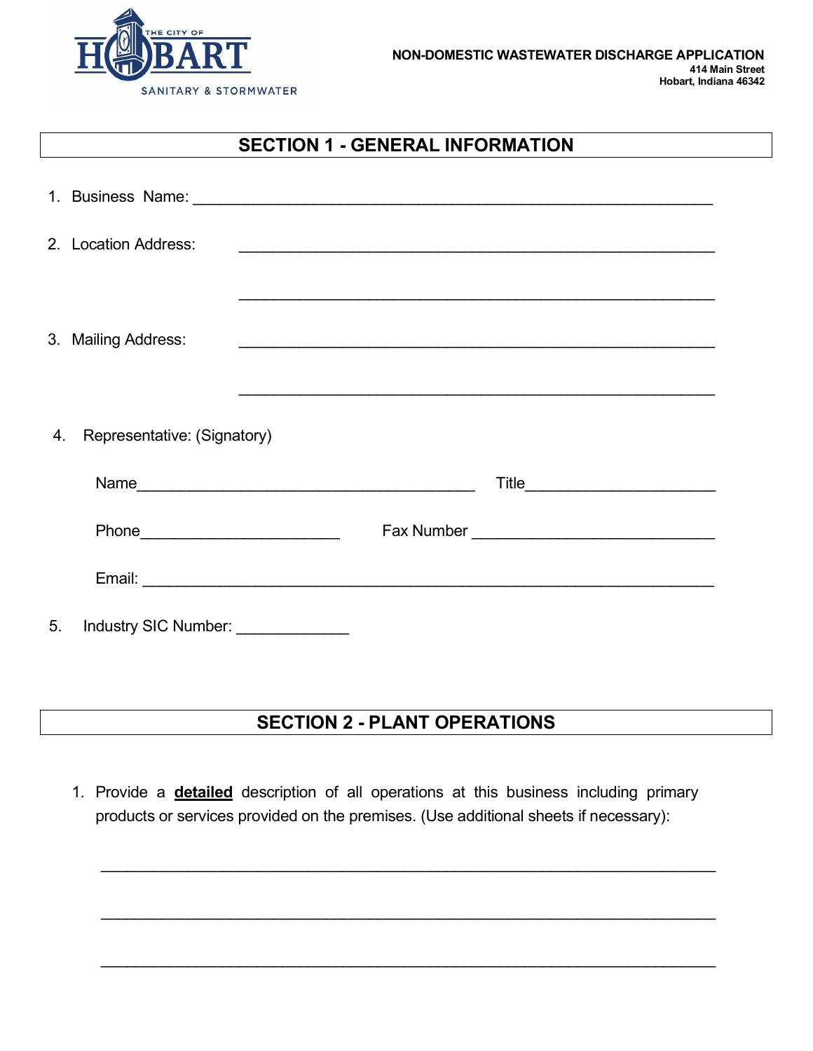THE CITY OF HOBART
SANITARY & STORMWATER

**NON-DOMESTIC WASTEWATER DISCHARGE APPLICATION**
**414 Main Street**
**Hobart, Indiana 46342**

## SECTION 1 - GENERAL INFORMATION

1. Business Name: ______________________________________________________________

2. Location Address: ______________________________________________________________

   ______________________________________________________________

3. Mailing Address: ______________________________________________________________

   ______________________________________________________________

4. Representative: (Signatory)

   Name________________________________________ Title______________________

   Phone_______________________ Fax Number ____________________________

   Email: ___________________________________________________________________

5. Industry SIC Number: _____________

## SECTION 2 - PLANT OPERATIONS

1. Provide a **detailed** description of all operations at this business including primary products or services provided on the premises. (Use additional sheets if necessary):

   ______________________________________________________________________

   ______________________________________________________________________

   ______________________________________________________________________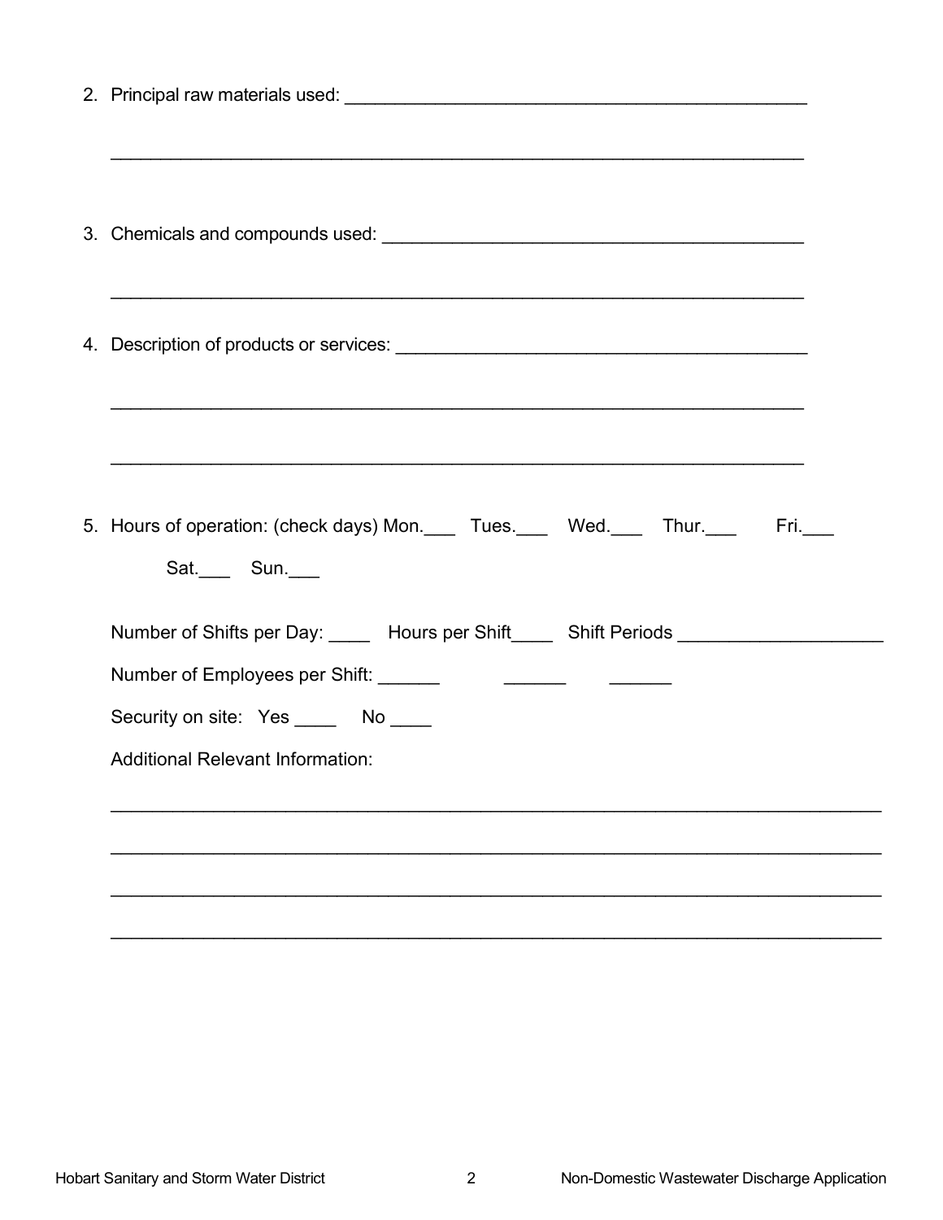2. Principal raw materials used: ______________________________________________

   ____________________________________________________________________

3. Chemicals and compounds used: ________________________________________

   ____________________________________________________________________

4. Description of products or services: ______________________________________

   ____________________________________________________________________

   ____________________________________________________________________

5. Hours of operation: (check days) Mon.___ Tues.___ Wed.___ Thur.___ Fri.___

   Sat.___ Sun.___

   Number of Shifts per Day: ____ Hours per Shift____ Shift Periods ___________________

   Number of Employees per Shift: ______ ______ ______

   Security on site: Yes ____ No ____

   Additional Relevant Information:

   ____________________________________________________________________

   ____________________________________________________________________

   ____________________________________________________________________

   ____________________________________________________________________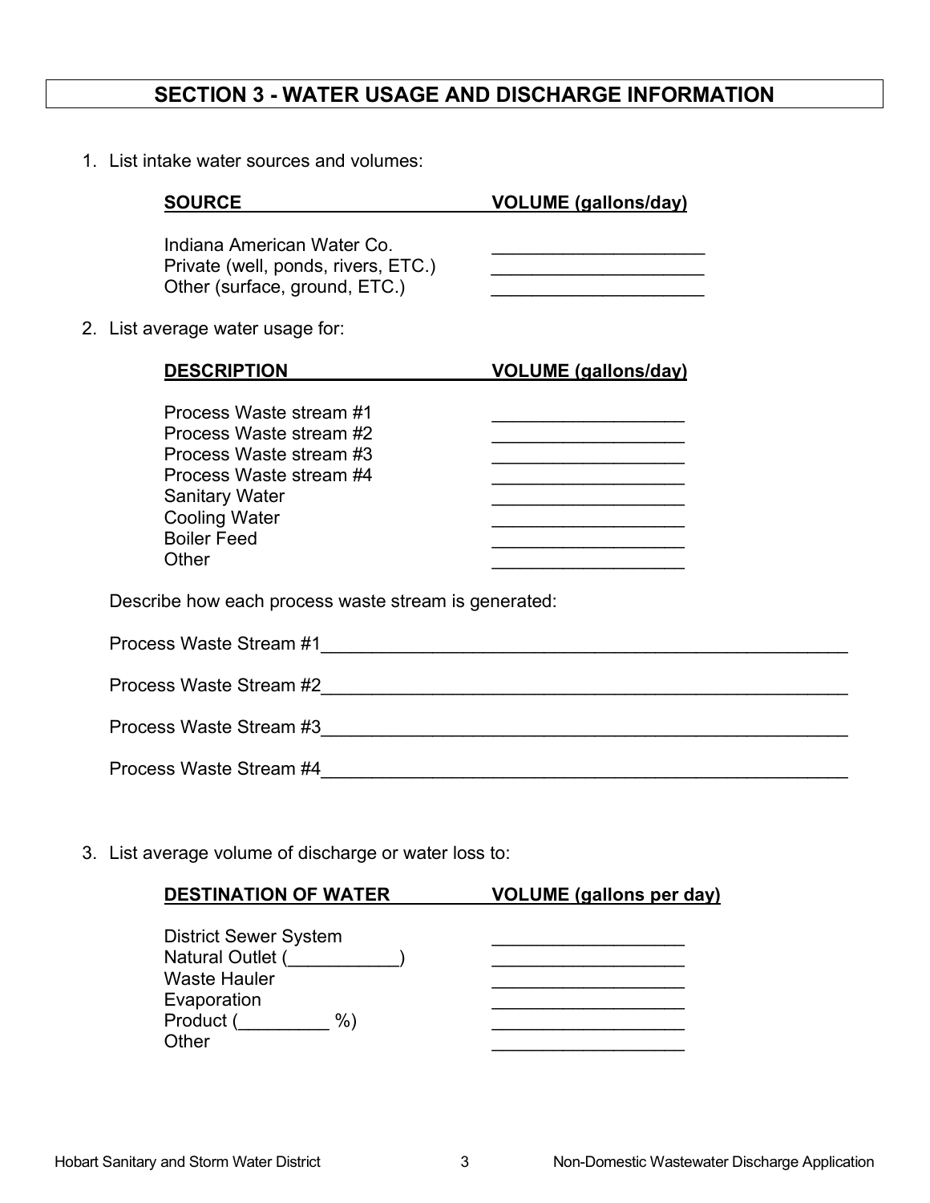## SECTION 3 - WATER USAGE AND DISCHARGE INFORMATION

1. List intake water sources and volumes:

| SOURCE | VOLUME (gallons/day) |
|---|---|
| Indiana American Water Co. | ____________________ |
| Private (well, ponds, rivers, ETC.) | ____________________ |
| Other (surface, ground, ETC.) | ____________________ |

2. List average water usage for:

| DESCRIPTION | VOLUME (gallons/day) |
|---|---|
| Process Waste stream #1 | __________________ |
| Process Waste stream #2 | __________________ |
| Process Waste stream #3 | __________________ |
| Process Waste stream #4 | __________________ |
| Sanitary Water | __________________ |
| Cooling Water | __________________ |
| Boiler Feed | __________________ |
| Other | __________________ |

Describe how each process waste stream is generated:

Process Waste Stream #1__________________________________________________

Process Waste Stream #2__________________________________________________

Process Waste Stream #3__________________________________________________

Process Waste Stream #4__________________________________________________

3. List average volume of discharge or water loss to:

| DESTINATION OF WATER | VOLUME (gallons per day) |
|---|---|
| District Sewer System | __________________ |
| Natural Outlet (___________) | __________________ |
| Waste Hauler | __________________ |
| Evaporation | __________________ |
| Product (_________ %) | __________________ |
| Other | __________________ |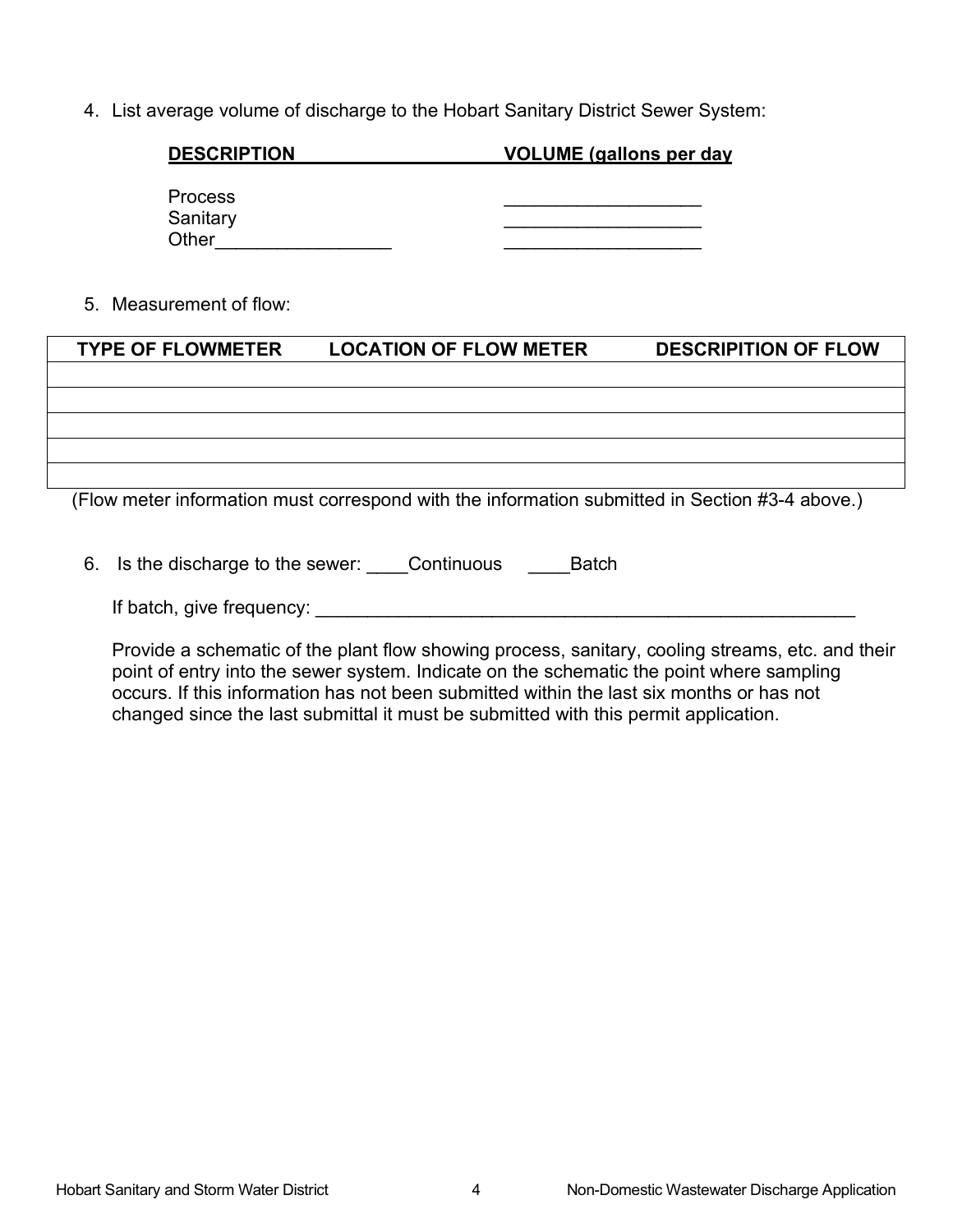4. List average volume of discharge to the Hobart Sanitary District Sewer System:

| **DESCRIPTION** | **VOLUME (gallons per day** |
| --- | --- |
| Process | ___________________ |
| Sanitary | ___________________ |
| Other_________________ | ___________________ |

5. Measurement of flow:

| TYPE OF FLOWMETER | LOCATION OF FLOW METER | DESCRIPITION OF FLOW |
| --- | --- | --- |
| | | |
| | | |
| | | |
| | | |
| | | |

(Flow meter information must correspond with the information submitted in Section #3-4 above.)

6. Is the discharge to the sewer: ____Continuous ____Batch

   If batch, give frequency: _______________________________________________________

   Provide a schematic of the plant flow showing process, sanitary, cooling streams, etc. and their point of entry into the sewer system. Indicate on the schematic the point where sampling occurs. If this information has not been submitted within the last six months or has not changed since the last submittal it must be submitted with this permit application.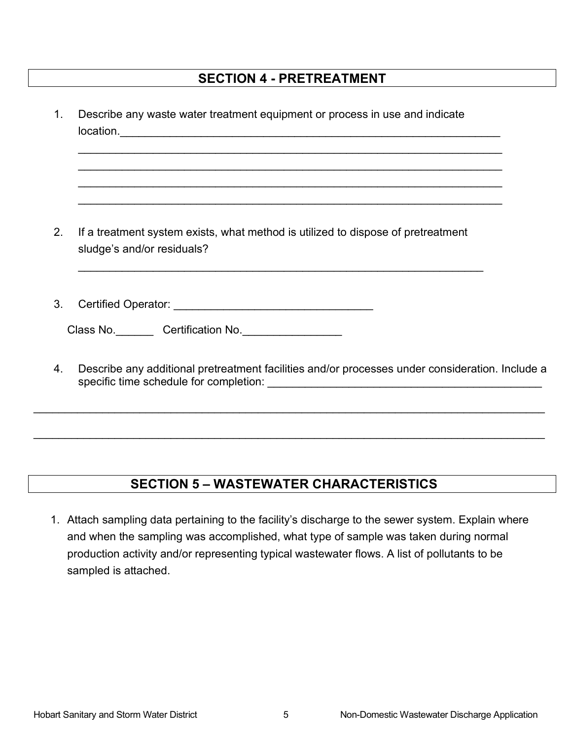## SECTION 4 - PRETREATMENT

1. Describe any waste water treatment equipment or process in use and indicate location.\_\_\_\_\_\_\_\_\_\_\_\_\_\_\_\_\_\_\_\_\_\_\_\_\_\_\_\_\_\_\_\_\_\_\_\_\_\_\_\_\_\_\_\_\_\_\_\_\_\_\_\_\_\_\_\_\_\_\_\_\_\_
   \_\_\_\_\_\_\_\_\_\_\_\_\_\_\_\_\_\_\_\_\_\_\_\_\_\_\_\_\_\_\_\_\_\_\_\_\_\_\_\_\_\_\_\_\_\_\_\_\_\_\_\_\_\_\_\_\_\_\_\_\_\_\_\_\_\_\_
   \_\_\_\_\_\_\_\_\_\_\_\_\_\_\_\_\_\_\_\_\_\_\_\_\_\_\_\_\_\_\_\_\_\_\_\_\_\_\_\_\_\_\_\_\_\_\_\_\_\_\_\_\_\_\_\_\_\_\_\_\_\_\_\_\_\_\_
   \_\_\_\_\_\_\_\_\_\_\_\_\_\_\_\_\_\_\_\_\_\_\_\_\_\_\_\_\_\_\_\_\_\_\_\_\_\_\_\_\_\_\_\_\_\_\_\_\_\_\_\_\_\_\_\_\_\_\_\_\_\_\_\_\_\_\_
   \_\_\_\_\_\_\_\_\_\_\_\_\_\_\_\_\_\_\_\_\_\_\_\_\_\_\_\_\_\_\_\_\_\_\_\_\_\_\_\_\_\_\_\_\_\_\_\_\_\_\_\_\_\_\_\_\_\_\_\_\_\_\_\_\_\_\_

2. If a treatment system exists, what method is utilized to dispose of pretreatment sludge's and/or residuals?

   \_\_\_\_\_\_\_\_\_\_\_\_\_\_\_\_\_\_\_\_\_\_\_\_\_\_\_\_\_\_\_\_\_\_\_\_\_\_\_\_\_\_\_\_\_\_\_\_\_\_\_\_\_\_\_\_\_\_\_\_\_\_\_\_\_

3. Certified Operator: \_\_\_\_\_\_\_\_\_\_\_\_\_\_\_\_\_\_\_\_\_\_\_\_\_\_\_\_\_\_\_\_

   Class No.\_\_\_\_\_\_ Certification No.\_\_\_\_\_\_\_\_\_\_\_\_\_\_\_\_

4. Describe any additional pretreatment facilities and/or processes under consideration. Include a specific time schedule for completion: \_\_\_\_\_\_\_\_\_\_\_\_\_\_\_\_\_\_\_\_\_\_\_\_\_\_\_\_\_\_\_\_\_\_\_\_\_\_\_\_\_\_\_\_\_

\_\_\_\_\_\_\_\_\_\_\_\_\_\_\_\_\_\_\_\_\_\_\_\_\_\_\_\_\_\_\_\_\_\_\_\_\_\_\_\_\_\_\_\_\_\_\_\_\_\_\_\_\_\_\_\_\_\_\_\_\_\_\_\_\_\_\_\_\_\_\_\_\_\_\_\_\_\_\_\_\_\_

\_\_\_\_\_\_\_\_\_\_\_\_\_\_\_\_\_\_\_\_\_\_\_\_\_\_\_\_\_\_\_\_\_\_\_\_\_\_\_\_\_\_\_\_\_\_\_\_\_\_\_\_\_\_\_\_\_\_\_\_\_\_\_\_\_\_\_\_\_\_\_\_\_\_\_\_\_\_\_\_\_\_

## SECTION 5 – WASTEWATER CHARACTERISTICS

1. Attach sampling data pertaining to the facility's discharge to the sewer system. Explain where and when the sampling was accomplished, what type of sample was taken during normal production activity and/or representing typical wastewater flows. A list of pollutants to be sampled is attached.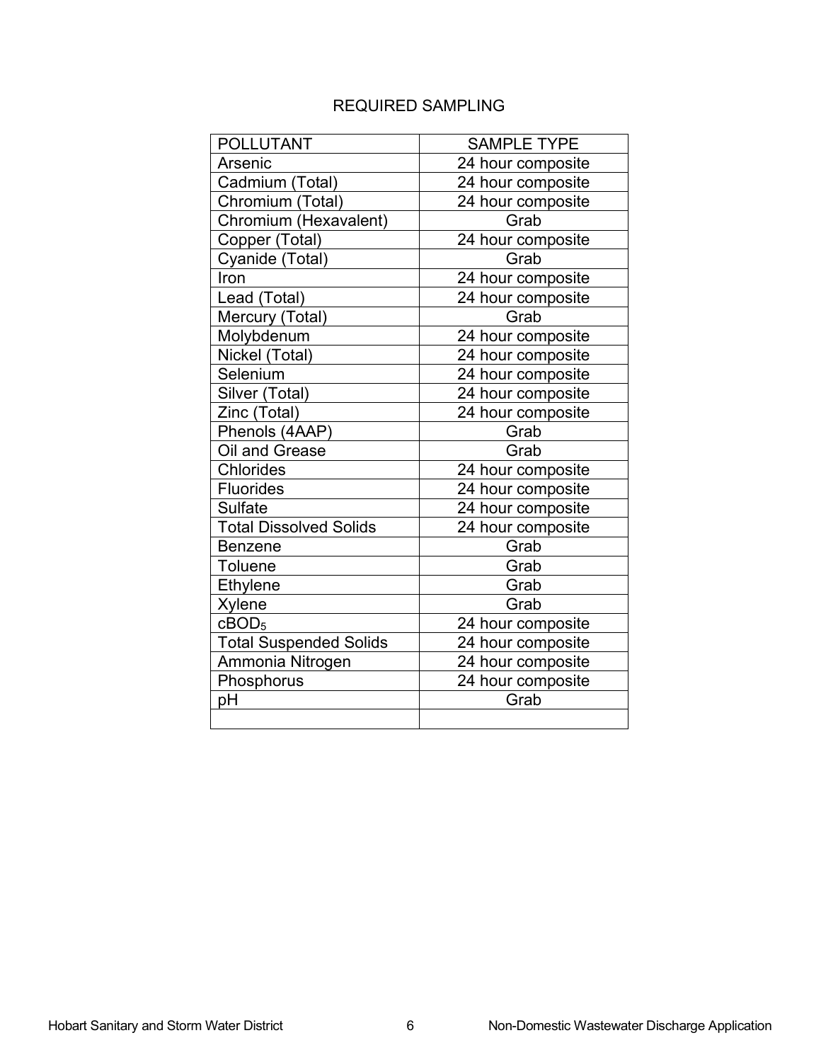## REQUIRED SAMPLING

| POLLUTANT | SAMPLE TYPE |
|---|---|
| Arsenic | 24 hour composite |
| Cadmium (Total) | 24 hour composite |
| Chromium (Total) | 24 hour composite |
| Chromium (Hexavalent) | Grab |
| Copper (Total) | 24 hour composite |
| Cyanide (Total) | Grab |
| Iron | 24 hour composite |
| Lead (Total) | 24 hour composite |
| Mercury (Total) | Grab |
| Molybdenum | 24 hour composite |
| Nickel (Total) | 24 hour composite |
| Selenium | 24 hour composite |
| Silver (Total) | 24 hour composite |
| Zinc (Total) | 24 hour composite |
| Phenols (4AAP) | Grab |
| Oil and Grease | Grab |
| Chlorides | 24 hour composite |
| Fluorides | 24 hour composite |
| Sulfate | 24 hour composite |
| Total Dissolved Solids | 24 hour composite |
| Benzene | Grab |
| Toluene | Grab |
| Ethylene | Grab |
| Xylene | Grab |
| $cBOD_5$ | 24 hour composite |
| Total Suspended Solids | 24 hour composite |
| Ammonia Nitrogen | 24 hour composite |
| Phosphorus | 24 hour composite |
| pH | Grab |
| | |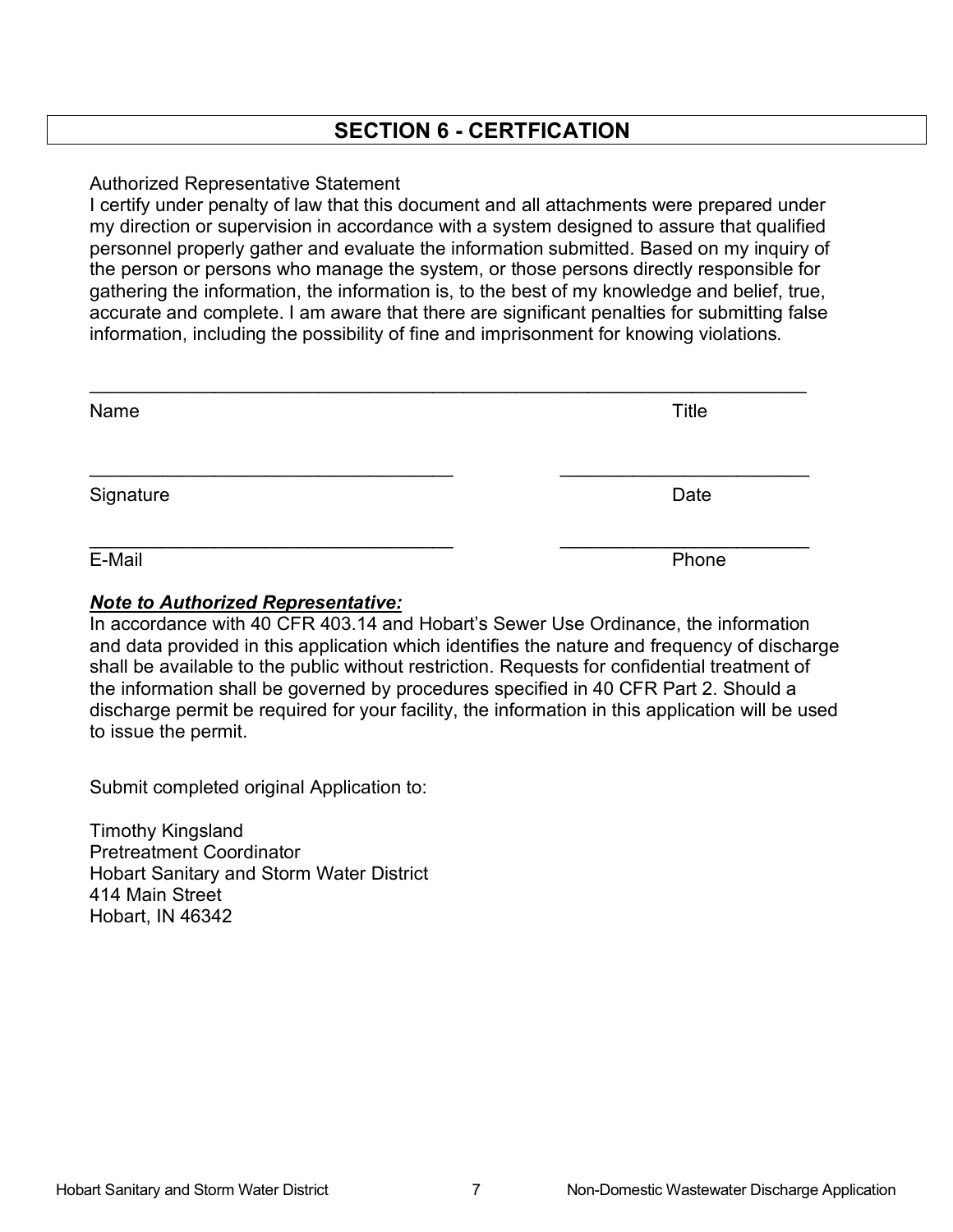## SECTION 6 - CERTFICATION

Authorized Representative Statement

I certify under penalty of law that this document and all attachments were prepared under my direction or supervision in accordance with a system designed to assure that qualified personnel properly gather and evaluate the information submitted. Based on my inquiry of the person or persons who manage the system, or those persons directly responsible for gathering the information, the information is, to the best of my knowledge and belief, true, accurate and complete. I am aware that there are significant penalties for submitting false information, including the possibility of fine and imprisonment for knowing violations.

\_\_\_\_\_\_\_\_\_\_\_\_\_\_\_\_\_\_\_\_\_\_\_\_\_\_\_\_\_\_\_\_\_\_\_\_\_\_\_\_\_\_\_\_\_\_\_\_\_\_\_\_\_\_\_\_\_\_\_\_\_\_\_\_\_\_\_\_\_\_\_\_

Name Title

\_\_\_\_\_\_\_\_\_\_\_\_\_\_\_\_\_\_\_\_\_\_\_\_\_\_\_\_\_\_\_\_\_\_\_ \_\_\_\_\_\_\_\_\_\_\_\_\_\_\_\_\_\_\_\_\_\_\_\_

Signature Date

\_\_\_\_\_\_\_\_\_\_\_\_\_\_\_\_\_\_\_\_\_\_\_\_\_\_\_\_\_\_\_\_\_\_\_ \_\_\_\_\_\_\_\_\_\_\_\_\_\_\_\_\_\_\_\_\_\_\_\_

E-Mail Phone

***Note to Authorized Representative:***

In accordance with 40 CFR 403.14 and Hobart's Sewer Use Ordinance, the information and data provided in this application which identifies the nature and frequency of discharge shall be available to the public without restriction. Requests for confidential treatment of the information shall be governed by procedures specified in 40 CFR Part 2. Should a discharge permit be required for your facility, the information in this application will be used to issue the permit.

Submit completed original Application to:

Timothy Kingsland
Pretreatment Coordinator
Hobart Sanitary and Storm Water District
414 Main Street
Hobart, IN 46342